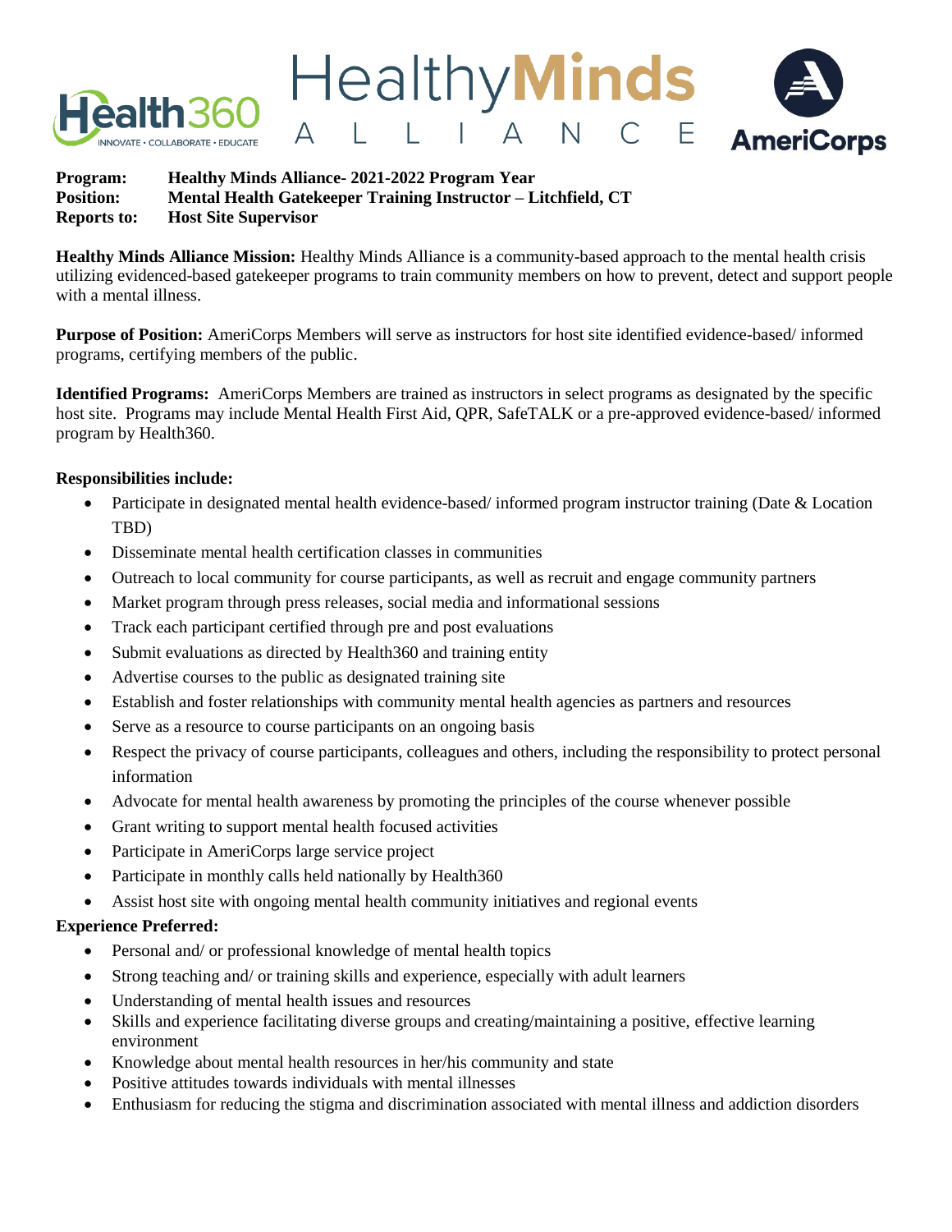**Program:** Healthy Minds Alliance- 2021-2022 Program Year
**Position:** Mental Health Gatekeeper Training Instructor – Litchfield, CT
**Reports to:** Host Site Supervisor

**Healthy Minds Alliance Mission:** Healthy Minds Alliance is a community-based approach to the mental health crisis utilizing evidenced-based gatekeeper programs to train community members on how to prevent, detect and support people with a mental illness.

**Purpose of Position:** AmeriCorps Members will serve as instructors for host site identified evidence-based/ informed programs, certifying members of the public.

**Identified Programs:** AmeriCorps Members are trained as instructors in select programs as designated by the specific host site. Programs may include Mental Health First Aid, QPR, SafeTALK or a pre-approved evidence-based/ informed program by Health360.

**Responsibilities include:**

- Participate in designated mental health evidence-based/ informed program instructor training (Date & Location TBD)
- Disseminate mental health certification classes in communities
- Outreach to local community for course participants, as well as recruit and engage community partners
- Market program through press releases, social media and informational sessions
- Track each participant certified through pre and post evaluations
- Submit evaluations as directed by Health360 and training entity
- Advertise courses to the public as designated training site
- Establish and foster relationships with community mental health agencies as partners and resources
- Serve as a resource to course participants on an ongoing basis
- Respect the privacy of course participants, colleagues and others, including the responsibility to protect personal information
- Advocate for mental health awareness by promoting the principles of the course whenever possible
- Grant writing to support mental health focused activities
- Participate in AmeriCorps large service project
- Participate in monthly calls held nationally by Health360
- Assist host site with ongoing mental health community initiatives and regional events

**Experience Preferred:**

- Personal and/ or professional knowledge of mental health topics
- Strong teaching and/ or training skills and experience, especially with adult learners
- Understanding of mental health issues and resources
- Skills and experience facilitating diverse groups and creating/maintaining a positive, effective learning environment
- Knowledge about mental health resources in her/his community and state
- Positive attitudes towards individuals with mental illnesses
- Enthusiasm for reducing the stigma and discrimination associated with mental illness and addiction disorders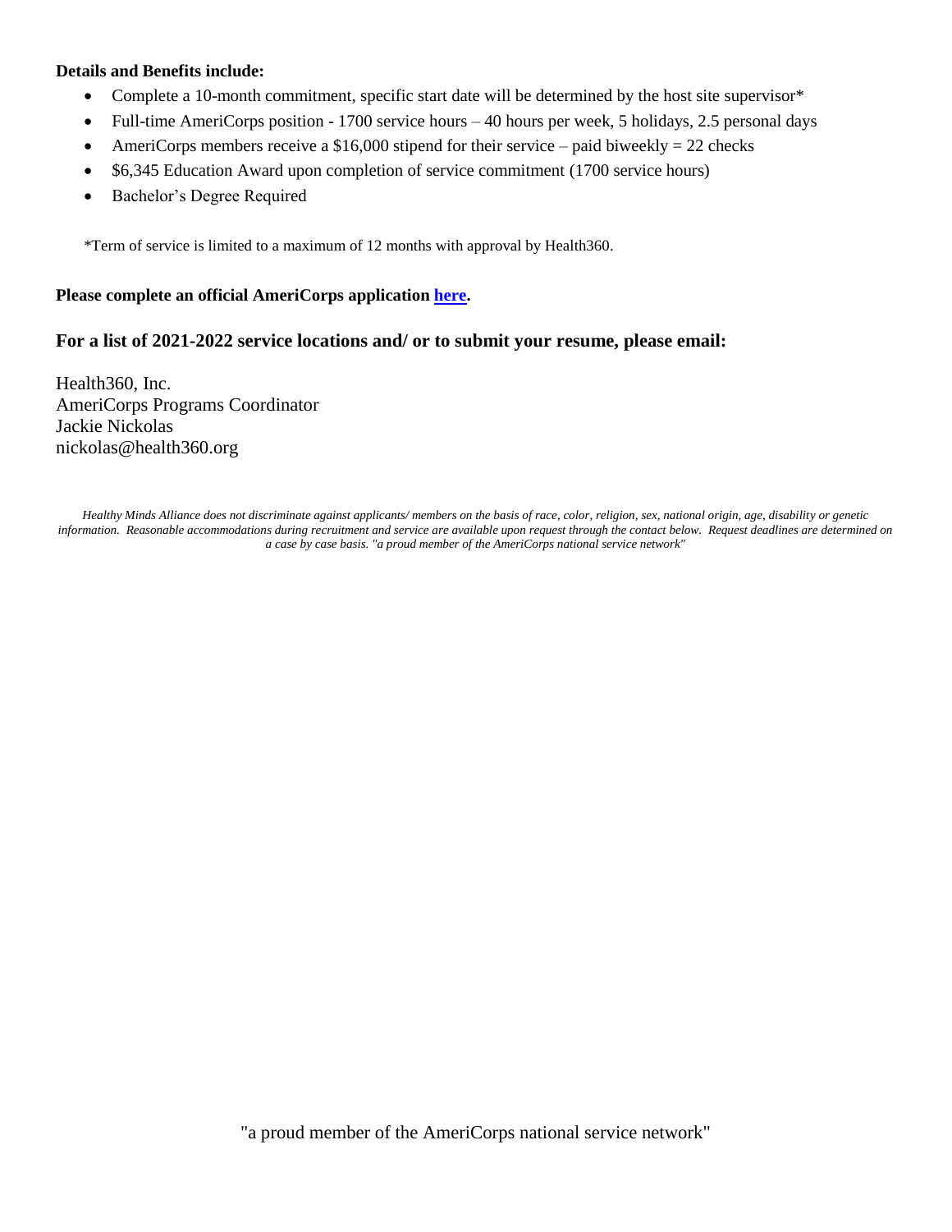**Details and Benefits include:**

- Complete a 10-month commitment, specific start date will be determined by the host site supervisor*
- Full-time AmeriCorps position - 1700 service hours – 40 hours per week, 5 holidays, 2.5 personal days
- AmeriCorps members receive a $16,000 stipend for their service – paid biweekly = 22 checks
- $6,345 Education Award upon completion of service commitment (1700 service hours)
- Bachelor's Degree Required

*Term of service is limited to a maximum of 12 months with approval by Health360.

**Please complete an official AmeriCorps application here.**

### For a list of 2021-2022 service locations and/ or to submit your resume, please email:

Health360, Inc.
AmeriCorps Programs Coordinator
Jackie Nickolas
nickolas@health360.org

*Healthy Minds Alliance does not discriminate against applicants/ members on the basis of race, color, religion, sex, national origin, age, disability or genetic information. Reasonable accommodations during recruitment and service are available upon request through the contact below. Request deadlines are determined on a case by case basis. "a proud member of the AmeriCorps national service network"*

"a proud member of the AmeriCorps national service network"